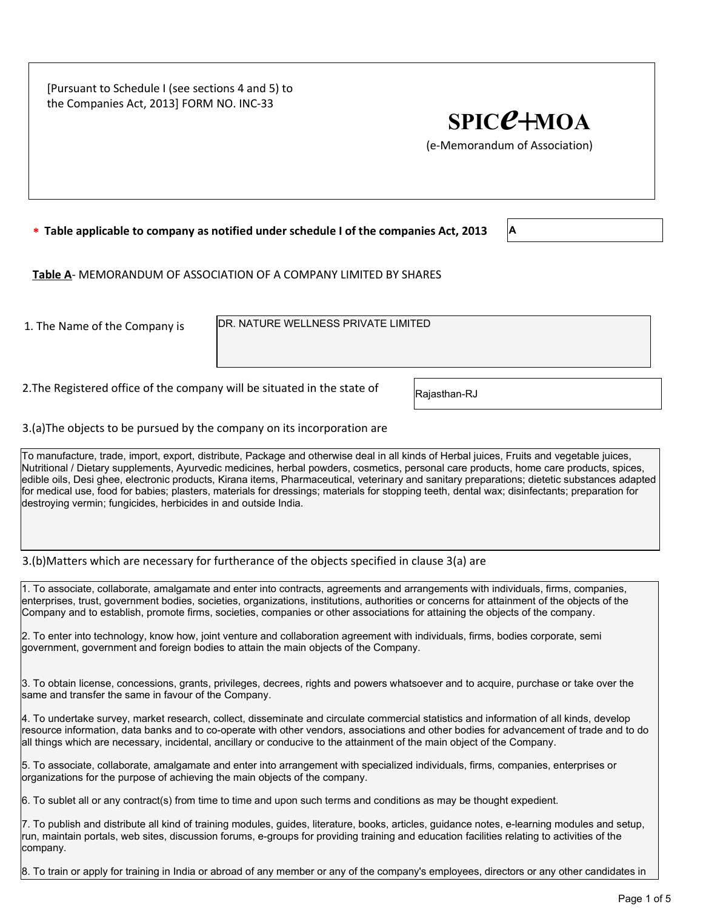[Pursuant to Schedule I (see sections 4 and 5) to the Companies Act, 2013] FORM NO. INC-33

# SPICe+MOA

(e-Memorandum of Association)

* **Table applicable to company as notified under schedule I of the companies Act, 2013** A

**Table A**- MEMORANDUM OF ASSOCIATION OF A COMPANY LIMITED BY SHARES

1. The Name of the Company is DR. NATURE WELLNESS PRIVATE LIMITED

2.The Registered office of the company will be situated in the state of Rajasthan-RJ

3.(a)The objects to be pursued by the company on its incorporation are

To manufacture, trade, import, export, distribute, Package and otherwise deal in all kinds of Herbal juices, Fruits and vegetable juices, Nutritional / Dietary supplements, Ayurvedic medicines, herbal powders, cosmetics, personal care products, home care products, spices, edible oils, Desi ghee, electronic products, Kirana items, Pharmaceutical, veterinary and sanitary preparations; dietetic substances adapted for medical use, food for babies; plasters, materials for dressings; materials for stopping teeth, dental wax; disinfectants; preparation for destroying vermin; fungicides, herbicides in and outside India.

3.(b)Matters which are necessary for furtherance of the objects specified in clause 3(a) are

1. To associate, collaborate, amalgamate and enter into contracts, agreements and arrangements with individuals, firms, companies, enterprises, trust, government bodies, societies, organizations, institutions, authorities or concerns for attainment of the objects of the Company and to establish, promote firms, societies, companies or other associations for attaining the objects of the company.

2. To enter into technology, know how, joint venture and collaboration agreement with individuals, firms, bodies corporate, semi government, government and foreign bodies to attain the main objects of the Company.

3. To obtain license, concessions, grants, privileges, decrees, rights and powers whatsoever and to acquire, purchase or take over the same and transfer the same in favour of the Company.

4. To undertake survey, market research, collect, disseminate and circulate commercial statistics and information of all kinds, develop resource information, data banks and to co-operate with other vendors, associations and other bodies for advancement of trade and to do all things which are necessary, incidental, ancillary or conducive to the attainment of the main object of the Company.

5. To associate, collaborate, amalgamate and enter into arrangement with specialized individuals, firms, companies, enterprises or organizations for the purpose of achieving the main objects of the company.

6. To sublet all or any contract(s) from time to time and upon such terms and conditions as may be thought expedient.

7. To publish and distribute all kind of training modules, guides, literature, books, articles, guidance notes, e-learning modules and setup, run, maintain portals, web sites, discussion forums, e-groups for providing training and education facilities relating to activities of the company.

8. To train or apply for training in India or abroad of any member or any of the company's employees, directors or any other candidates in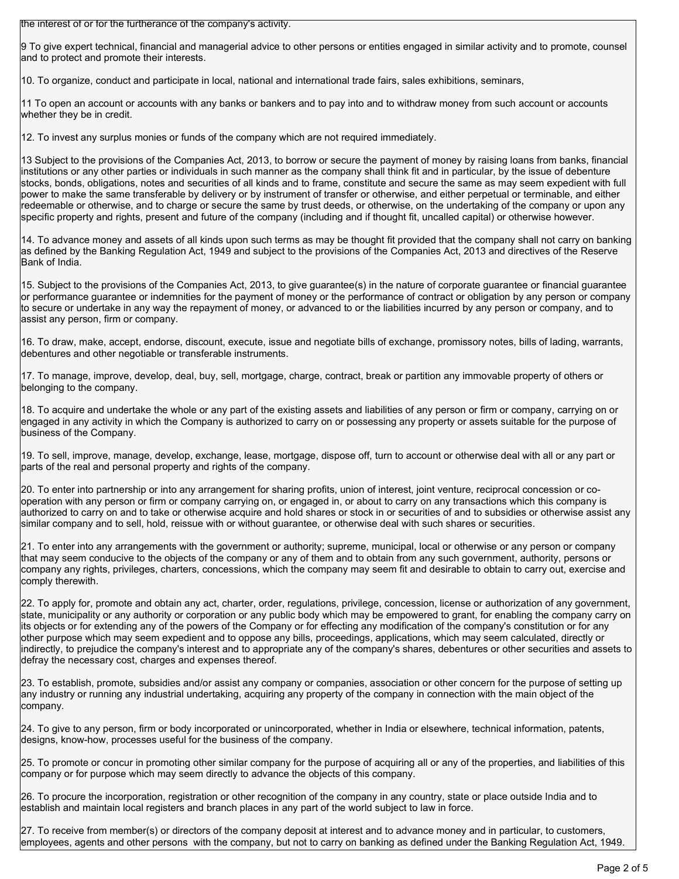the interest of or for the furtherance of the company's activity.

9 To give expert technical, financial and managerial advice to other persons or entities engaged in similar activity and to promote, counsel and to protect and promote their interests.

10. To organize, conduct and participate in local, national and international trade fairs, sales exhibitions, seminars,

11 To open an account or accounts with any banks or bankers and to pay into and to withdraw money from such account or accounts whether they be in credit.

12. To invest any surplus monies or funds of the company which are not required immediately.

13 Subject to the provisions of the Companies Act, 2013, to borrow or secure the payment of money by raising loans from banks, financial institutions or any other parties or individuals in such manner as the company shall think fit and in particular, by the issue of debenture stocks, bonds, obligations, notes and securities of all kinds and to frame, constitute and secure the same as may seem expedient with full power to make the same transferable by delivery or by instrument of transfer or otherwise, and either perpetual or terminable, and either redeemable or otherwise, and to charge or secure the same by trust deeds, or otherwise, on the undertaking of the company or upon any specific property and rights, present and future of the company (including and if thought fit, uncalled capital) or otherwise however.

14. To advance money and assets of all kinds upon such terms as may be thought fit provided that the company shall not carry on banking as defined by the Banking Regulation Act, 1949 and subject to the provisions of the Companies Act, 2013 and directives of the Reserve Bank of India.

15. Subject to the provisions of the Companies Act, 2013, to give guarantee(s) in the nature of corporate guarantee or financial guarantee or performance guarantee or indemnities for the payment of money or the performance of contract or obligation by any person or company to secure or undertake in any way the repayment of money, or advanced to or the liabilities incurred by any person or company, and to assist any person, firm or company.

16. To draw, make, accept, endorse, discount, execute, issue and negotiate bills of exchange, promissory notes, bills of lading, warrants, debentures and other negotiable or transferable instruments.

17. To manage, improve, develop, deal, buy, sell, mortgage, charge, contract, break or partition any immovable property of others or belonging to the company.

18. To acquire and undertake the whole or any part of the existing assets and liabilities of any person or firm or company, carrying on or engaged in any activity in which the Company is authorized to carry on or possessing any property or assets suitable for the purpose of business of the Company.

19. To sell, improve, manage, develop, exchange, lease, mortgage, dispose off, turn to account or otherwise deal with all or any part or parts of the real and personal property and rights of the company.

20. To enter into partnership or into any arrangement for sharing profits, union of interest, joint venture, reciprocal concession or co-operation with any person or firm or company carrying on, or engaged in, or about to carry on any transactions which this company is authorized to carry on and to take or otherwise acquire and hold shares or stock in or securities of and to subsidies or otherwise assist any similar company and to sell, hold, reissue with or without guarantee, or otherwise deal with such shares or securities.

21. To enter into any arrangements with the government or authority; supreme, municipal, local or otherwise or any person or company that may seem conducive to the objects of the company or any of them and to obtain from any such government, authority, persons or company any rights, privileges, charters, concessions, which the company may seem fit and desirable to obtain to carry out, exercise and comply therewith.

22. To apply for, promote and obtain any act, charter, order, regulations, privilege, concession, license or authorization of any government, state, municipality or any authority or corporation or any public body which may be empowered to grant, for enabling the company carry on its objects or for extending any of the powers of the Company or for effecting any modification of the company's constitution or for any other purpose which may seem expedient and to oppose any bills, proceedings, applications, which may seem calculated, directly or indirectly, to prejudice the company's interest and to appropriate any of the company's shares, debentures or other securities and assets to defray the necessary cost, charges and expenses thereof.

23. To establish, promote, subsidies and/or assist any company or companies, association or other concern for the purpose of setting up any industry or running any industrial undertaking, acquiring any property of the company in connection with the main object of the company.

24. To give to any person, firm or body incorporated or unincorporated, whether in India or elsewhere, technical information, patents, designs, know-how, processes useful for the business of the company.

25. To promote or concur in promoting other similar company for the purpose of acquiring all or any of the properties, and liabilities of this company or for purpose which may seem directly to advance the objects of this company.

26. To procure the incorporation, registration or other recognition of the company in any country, state or place outside India and to establish and maintain local registers and branch places in any part of the world subject to law in force.

27. To receive from member(s) or directors of the company deposit at interest and to advance money and in particular, to customers, employees, agents and other persons with the company, but not to carry on banking as defined under the Banking Regulation Act, 1949.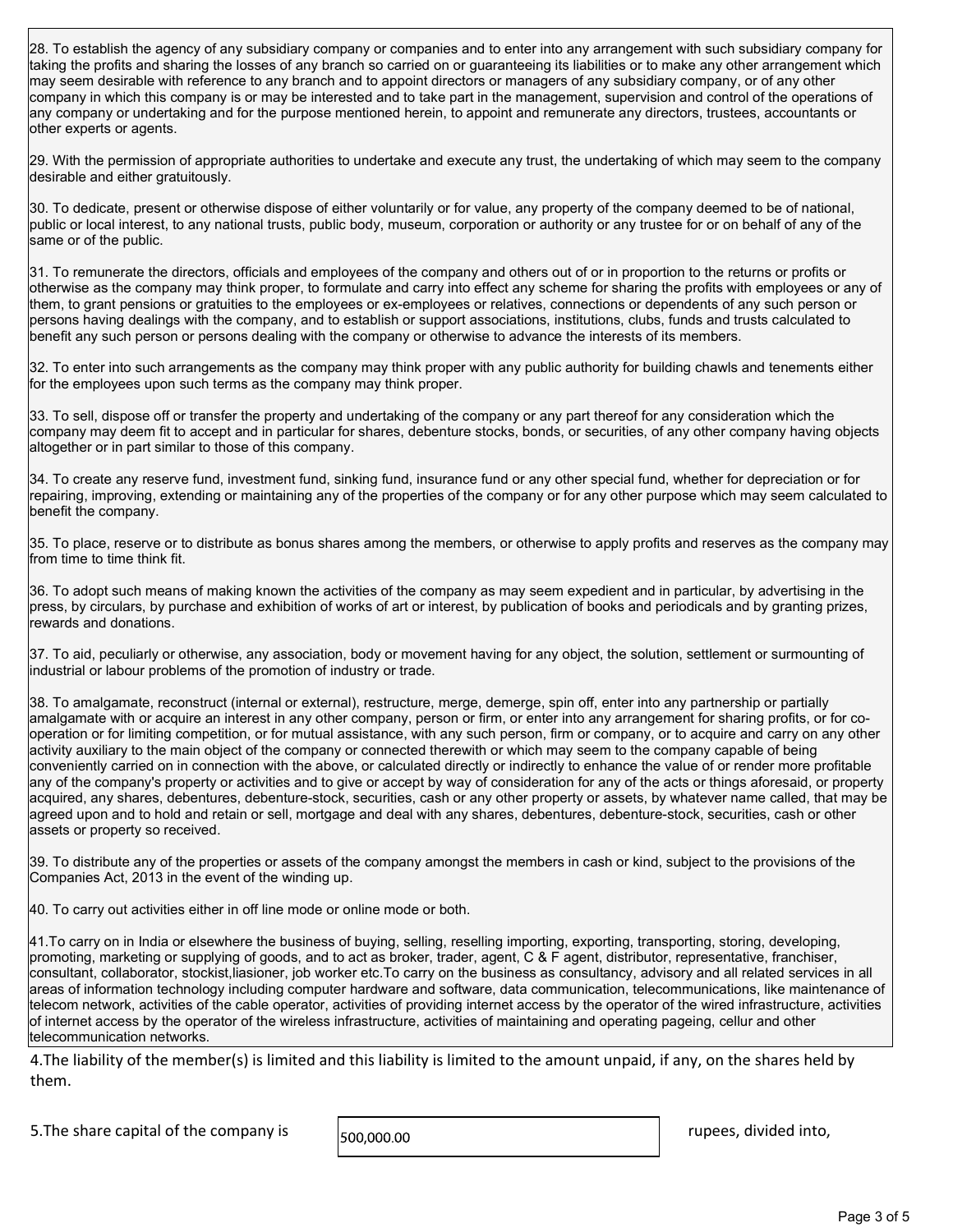28. To establish the agency of any subsidiary company or companies and to enter into any arrangement with such subsidiary company for taking the profits and sharing the losses of any branch so carried on or guaranteeing its liabilities or to make any other arrangement which may seem desirable with reference to any branch and to appoint directors or managers of any subsidiary company, or of any other company in which this company is or may be interested and to take part in the management, supervision and control of the operations of any company or undertaking and for the purpose mentioned herein, to appoint and remunerate any directors, trustees, accountants or other experts or agents.

29. With the permission of appropriate authorities to undertake and execute any trust, the undertaking of which may seem to the company desirable and either gratuitously.

30. To dedicate, present or otherwise dispose of either voluntarily or for value, any property of the company deemed to be of national, public or local interest, to any national trusts, public body, museum, corporation or authority or any trustee for or on behalf of any of the same or of the public.

31. To remunerate the directors, officials and employees of the company and others out of or in proportion to the returns or profits or otherwise as the company may think proper, to formulate and carry into effect any scheme for sharing the profits with employees or any of them, to grant pensions or gratuities to the employees or ex-employees or relatives, connections or dependents of any such person or persons having dealings with the company, and to establish or support associations, institutions, clubs, funds and trusts calculated to benefit any such person or persons dealing with the company or otherwise to advance the interests of its members.

32. To enter into such arrangements as the company may think proper with any public authority for building chawls and tenements either for the employees upon such terms as the company may think proper.

33. To sell, dispose off or transfer the property and undertaking of the company or any part thereof for any consideration which the company may deem fit to accept and in particular for shares, debenture stocks, bonds, or securities, of any other company having objects altogether or in part similar to those of this company.

34. To create any reserve fund, investment fund, sinking fund, insurance fund or any other special fund, whether for depreciation or for repairing, improving, extending or maintaining any of the properties of the company or for any other purpose which may seem calculated to benefit the company.

35. To place, reserve or to distribute as bonus shares among the members, or otherwise to apply profits and reserves as the company may from time to time think fit.

36. To adopt such means of making known the activities of the company as may seem expedient and in particular, by advertising in the press, by circulars, by purchase and exhibition of works of art or interest, by publication of books and periodicals and by granting prizes, rewards and donations.

37. To aid, peculiarly or otherwise, any association, body or movement having for any object, the solution, settlement or surmounting of industrial or labour problems of the promotion of industry or trade.

38. To amalgamate, reconstruct (internal or external), restructure, merge, demerge, spin off, enter into any partnership or partially amalgamate with or acquire an interest in any other company, person or firm, or enter into any arrangement for sharing profits, or for co-operation or for limiting competition, or for mutual assistance, with any such person, firm or company, or to acquire and carry on any other activity auxiliary to the main object of the company or connected therewith or which may seem to the company capable of being conveniently carried on in connection with the above, or calculated directly or indirectly to enhance the value of or render more profitable any of the company's property or activities and to give or accept by way of consideration for any of the acts or things aforesaid, or property acquired, any shares, debentures, debenture-stock, securities, cash or any other property or assets, by whatever name called, that may be agreed upon and to hold and retain or sell, mortgage and deal with any shares, debentures, debenture-stock, securities, cash or other assets or property so received.

39. To distribute any of the properties or assets of the company amongst the members in cash or kind, subject to the provisions of the Companies Act, 2013 in the event of the winding up.

40. To carry out activities either in off line mode or online mode or both.

41.To carry on in India or elsewhere the business of buying, selling, reselling importing, exporting, transporting, storing, developing, promoting, marketing or supplying of goods, and to act as broker, trader, agent, C & F agent, distributor, representative, franchiser, consultant, collaborator, stockist,liasioner, job worker etc.To carry on the business as consultancy, advisory and all related services in all areas of information technology including computer hardware and software, data communication, telecommunications, like maintenance of telecom network, activities of the cable operator, activities of providing internet access by the operator of the wired infrastructure, activities of internet access by the operator of the wireless infrastructure, activities of maintaining and operating pageing, cellur and other telecommunication networks.

4.The liability of the member(s) is limited and this liability is limited to the amount unpaid, if any, on the shares held by them.

5.The share capital of the company is 500,000.00 rupees, divided into,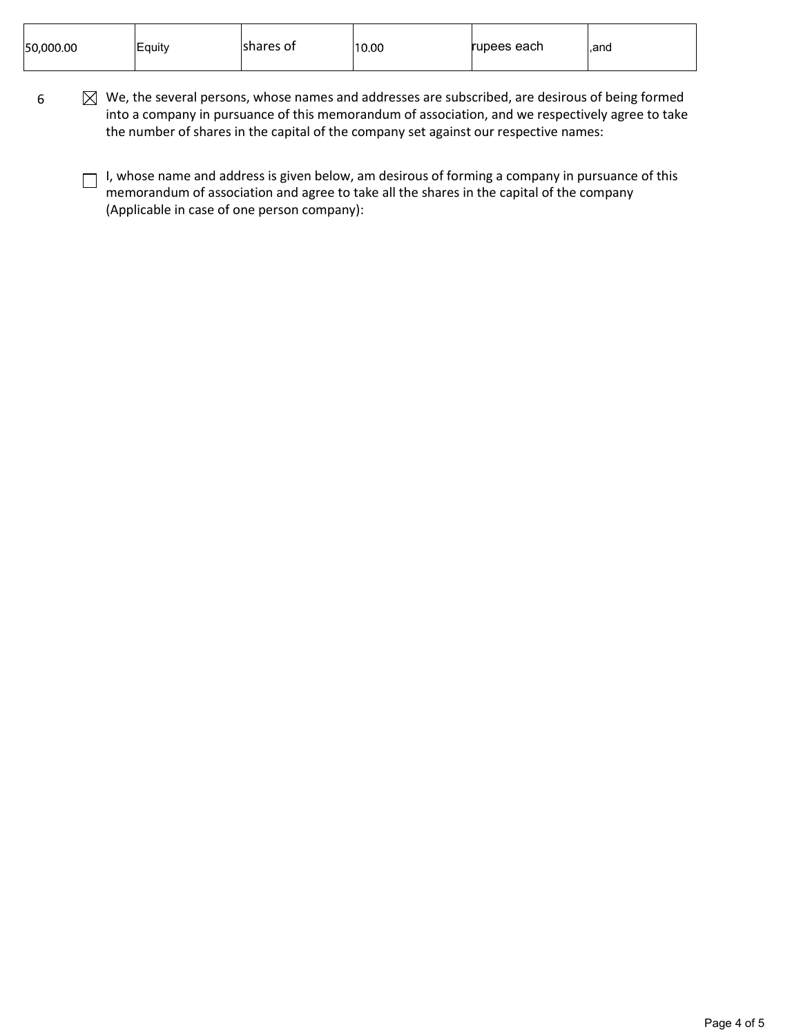| 50,000.00 | Equity | shares of | 10.00 | rupees each | ,and |
|---|---|---|---|---|---|

6 ☒ We, the several persons, whose names and addresses are subscribed, are desirous of being formed into a company in pursuance of this memorandum of association, and we respectively agree to take the number of shares in the capital of the company set against our respective names:

☐ I, whose name and address is given below, am desirous of forming a company in pursuance of this memorandum of association and agree to take all the shares in the capital of the company (Applicable in case of one person company):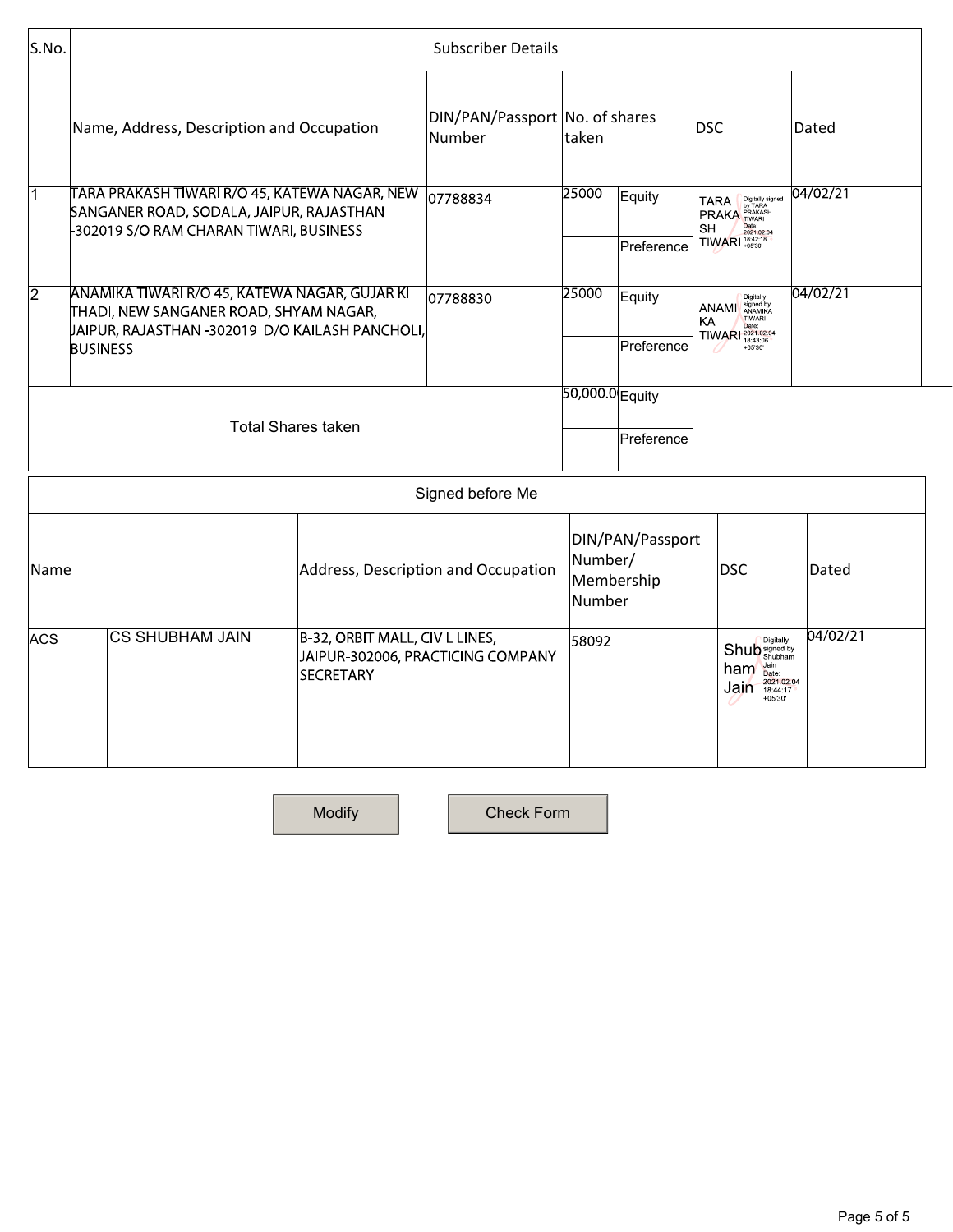| S.No. | Subscriber Details | | | | | |
|---|---|---|---|---|---|---|
| | Name, Address, Description and Occupation | DIN/PAN/Passport Number | No. of shares taken | | DSC | Dated |
| 1 | TARA PRAKASH TIWARI R/O 45, KATEWA NAGAR, NEW SANGANER ROAD, SODALA, JAIPUR, RAJASTHAN -302019 S/O RAM CHARAN TIWARI, BUSINESS | 07788834 | 25000 | Equity | TARA PRAKASH TIWARI Digitally signed by TARA PRAKASH TIWARI Date: 2021.02.04 18:42:18 +05'30' | 04/02/21 |
| | | | | Preference | | |
| 2 | ANAMIKA TIWARI R/O 45, KATEWA NAGAR, GUJAR KI THADI, NEW SANGANER ROAD, SHYAM NAGAR, JAIPUR, RAJASTHAN -302019 D/O KAILASH PANCHOLI, BUSINESS | 07788830 | 25000 | Equity | ANAMIKA TIWARI Digitally signed by ANAMIKA TIWARI Date: 2021.02.04 18:43:06 +05'30' | 04/02/21 |
| | | | | Preference | | |
| | Total Shares taken | | 50,000.0 | Equity | | |
| | | | | Preference | | |

| Signed before Me | | | | | |
|---|---|---|---|---|---|
| Name | | Address, Description and Occupation | DIN/PAN/Passport Number/ Membership Number | DSC | Dated |
| ACS | CS SHUBHAM JAIN | B-32, ORBIT MALL, CIVIL LINES, JAIPUR-302006, PRACTICING COMPANY SECRETARY | 58092 | Shubham Jain Digitally signed by Shubham Jain Date: 2021.02.04 18:44:17 +05'30' | 04/02/21 |

Modify | Check Form